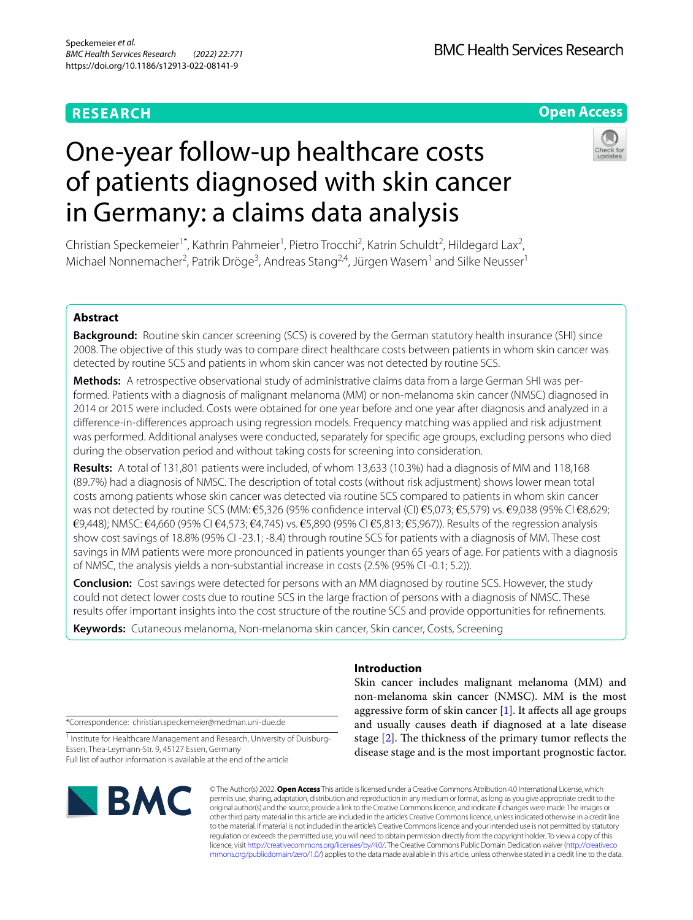RESEARCH

Open Access

# One-year follow-up healthcare costs of patients diagnosed with skin cancer in Germany: a claims data analysis

Christian Speckemeier[1*], Kathrin Pahmeier[1], Pietro Trocchi[2], Katrin Schuldt[2], Hildegard Lax[2], Michael Nonnemacher[2], Patrik Dröge[3], Andreas Stang[2,4], Jürgen Wasem[1] and Silke Neusser[1]

## Abstract

**Background:** Routine skin cancer screening (SCS) is covered by the German statutory health insurance (SHI) since 2008. The objective of this study was to compare direct healthcare costs between patients in whom skin cancer was detected by routine SCS and patients in whom skin cancer was not detected by routine SCS.

**Methods:** A retrospective observational study of administrative claims data from a large German SHI was performed. Patients with a diagnosis of malignant melanoma (MM) or non-melanoma skin cancer (NMSC) diagnosed in 2014 or 2015 were included. Costs were obtained for one year before and one year after diagnosis and analyzed in a difference-in-differences approach using regression models. Frequency matching was applied and risk adjustment was performed. Additional analyses were conducted, separately for specific age groups, excluding persons who died during the observation period and without taking costs for screening into consideration.

**Results:** A total of 131,801 patients were included, of whom 13,633 (10.3%) had a diagnosis of MM and 118,168 (89.7%) had a diagnosis of NMSC. The description of total costs (without risk adjustment) shows lower mean total costs among patients whose skin cancer was detected via routine SCS compared to patients in whom skin cancer was not detected by routine SCS (MM: €5,326 (95% confidence interval (CI) €5,073; €5,579) vs. €9,038 (95% CI €8,629; €9,448); NMSC: €4,660 (95% CI €4,573; €4,745) vs. €5,890 (95% CI €5,813; €5,967)). Results of the regression analysis show cost savings of 18.8% (95% CI -23.1; -8.4) through routine SCS for patients with a diagnosis of MM. These cost savings in MM patients were more pronounced in patients younger than 65 years of age. For patients with a diagnosis of NMSC, the analysis yields a non-substantial increase in costs (2.5% (95% CI -0.1; 5.2)).

**Conclusion:** Cost savings were detected for persons with an MM diagnosed by routine SCS. However, the study could not detect lower costs due to routine SCS in the large fraction of persons with a diagnosis of NMSC. These results offer important insights into the cost structure of the routine SCS and provide opportunities for refinements.

**Keywords:** Cutaneous melanoma, Non-melanoma skin cancer, Skin cancer, Costs, Screening

## Introduction

Skin cancer includes malignant melanoma (MM) and non-melanoma skin cancer (NMSC). MM is the most aggressive form of skin cancer [1]. It affects all age groups and usually causes death if diagnosed at a late disease stage [2]. The thickness of the primary tumor reflects the disease stage and is the most important prognostic factor.

*Correspondence: christian.speckemeier@medman.uni-due.de

[1] Institute for Healthcare Management and Research, University of Duisburg-Essen, Thea-Leymann-Str. 9, 45127 Essen, Germany

Full list of author information is available at the end of the article

© The Author(s) 2022. **Open Access** This article is licensed under a Creative Commons Attribution 4.0 International License, which permits use, sharing, adaptation, distribution and reproduction in any medium or format, as long as you give appropriate credit to the original author(s) and the source, provide a link to the Creative Commons licence, and indicate if changes were made. The images or other third party material in this article are included in the article's Creative Commons licence, unless indicated otherwise in a credit line to the material. If material is not included in the article's Creative Commons licence and your intended use is not permitted by statutory regulation or exceeds the permitted use, you will need to obtain permission directly from the copyright holder. To view a copy of this licence, visit http://creativecommons.org/licenses/by/4.0/. The Creative Commons Public Domain Dedication waiver (http://creativecommons.org/publicdomain/zero/1.0/) applies to the data made available in this article, unless otherwise stated in a credit line to the data.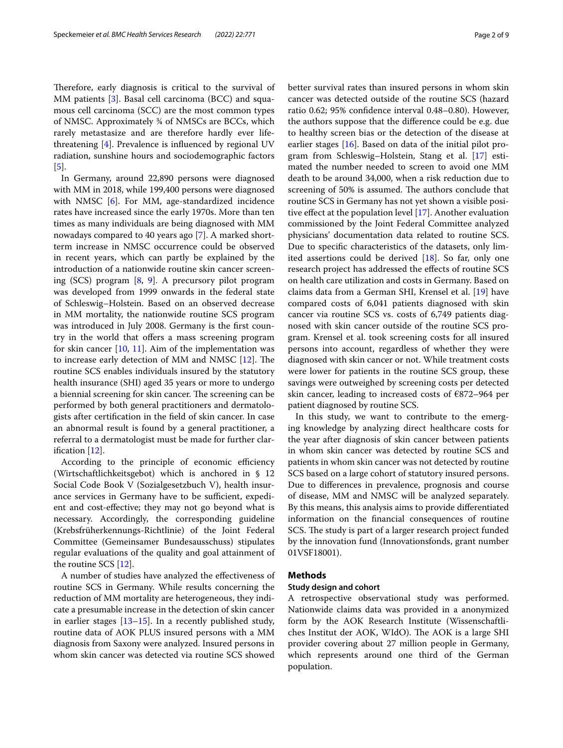Therefore, early diagnosis is critical to the survival of MM patients [3]. Basal cell carcinoma (BCC) and squamous cell carcinoma (SCC) are the most common types of NMSC. Approximately ¾ of NMSCs are BCCs, which rarely metastasize and are therefore hardly ever life-threatening [4]. Prevalence is influenced by regional UV radiation, sunshine hours and sociodemographic factors [5].

In Germany, around 22,890 persons were diagnosed with MM in 2018, while 199,400 persons were diagnosed with NMSC [6]. For MM, age-standardized incidence rates have increased since the early 1970s. More than ten times as many individuals are being diagnosed with MM nowadays compared to 40 years ago [7]. A marked short-term increase in NMSC occurrence could be observed in recent years, which can partly be explained by the introduction of a nationwide routine skin cancer screening (SCS) program [8, 9]. A precursory pilot program was developed from 1999 onwards in the federal state of Schleswig–Holstein. Based on an observed decrease in MM mortality, the nationwide routine SCS program was introduced in July 2008. Germany is the first country in the world that offers a mass screening program for skin cancer [10, 11]. Aim of the implementation was to increase early detection of MM and NMSC [12]. The routine SCS enables individuals insured by the statutory health insurance (SHI) aged 35 years or more to undergo a biennial screening for skin cancer. The screening can be performed by both general practitioners and dermatologists after certification in the field of skin cancer. In case an abnormal result is found by a general practitioner, a referral to a dermatologist must be made for further clarification [12].

According to the principle of economic efficiency (Wirtschaftlichkeitsgebot) which is anchored in § 12 Social Code Book V (Sozialgesetzbuch V), health insurance services in Germany have to be sufficient, expedient and cost-effective; they may not go beyond what is necessary. Accordingly, the corresponding guideline (Krebsfrüherkennungs-Richtlinie) of the Joint Federal Committee (Gemeinsamer Bundesausschuss) stipulates regular evaluations of the quality and goal attainment of the routine SCS [12].

A number of studies have analyzed the effectiveness of routine SCS in Germany. While results concerning the reduction of MM mortality are heterogeneous, they indicate a presumable increase in the detection of skin cancer in earlier stages [13–15]. In a recently published study, routine data of AOK PLUS insured persons with a MM diagnosis from Saxony were analyzed. Insured persons in whom skin cancer was detected via routine SCS showed better survival rates than insured persons in whom skin cancer was detected outside of the routine SCS (hazard ratio 0.62; 95% confidence interval 0.48–0.80). However, the authors suppose that the difference could be e.g. due to healthy screen bias or the detection of the disease at earlier stages [16]. Based on data of the initial pilot program from Schleswig–Holstein, Stang et al. [17] estimated the number needed to screen to avoid one MM death to be around 34,000, when a risk reduction due to screening of 50% is assumed. The authors conclude that routine SCS in Germany has not yet shown a visible positive effect at the population level [17]. Another evaluation commissioned by the Joint Federal Committee analyzed physicians' documentation data related to routine SCS. Due to specific characteristics of the datasets, only limited assertions could be derived [18]. So far, only one research project has addressed the effects of routine SCS on health care utilization and costs in Germany. Based on claims data from a German SHI, Krensel et al. [19] have compared costs of 6,041 patients diagnosed with skin cancer via routine SCS vs. costs of 6,749 patients diagnosed with skin cancer outside of the routine SCS program. Krensel et al. took screening costs for all insured persons into account, regardless of whether they were diagnosed with skin cancer or not. While treatment costs were lower for patients in the routine SCS group, these savings were outweighed by screening costs per detected skin cancer, leading to increased costs of €872–964 per patient diagnosed by routine SCS.

In this study, we want to contribute to the emerging knowledge by analyzing direct healthcare costs for the year after diagnosis of skin cancer between patients in whom skin cancer was detected by routine SCS and patients in whom skin cancer was not detected by routine SCS based on a large cohort of statutory insured persons. Due to differences in prevalence, prognosis and course of disease, MM and NMSC will be analyzed separately. By this means, this analysis aims to provide differentiated information on the financial consequences of routine SCS. The study is part of a larger research project funded by the innovation fund (Innovationsfonds, grant number 01VSF18001).

## Methods

### Study design and cohort

A retrospective observational study was performed. Nationwide claims data was provided in a anonymized form by the AOK Research Institute (Wissenschaftliches Institut der AOK, WIdO). The AOK is a large SHI provider covering about 27 million people in Germany, which represents around one third of the German population.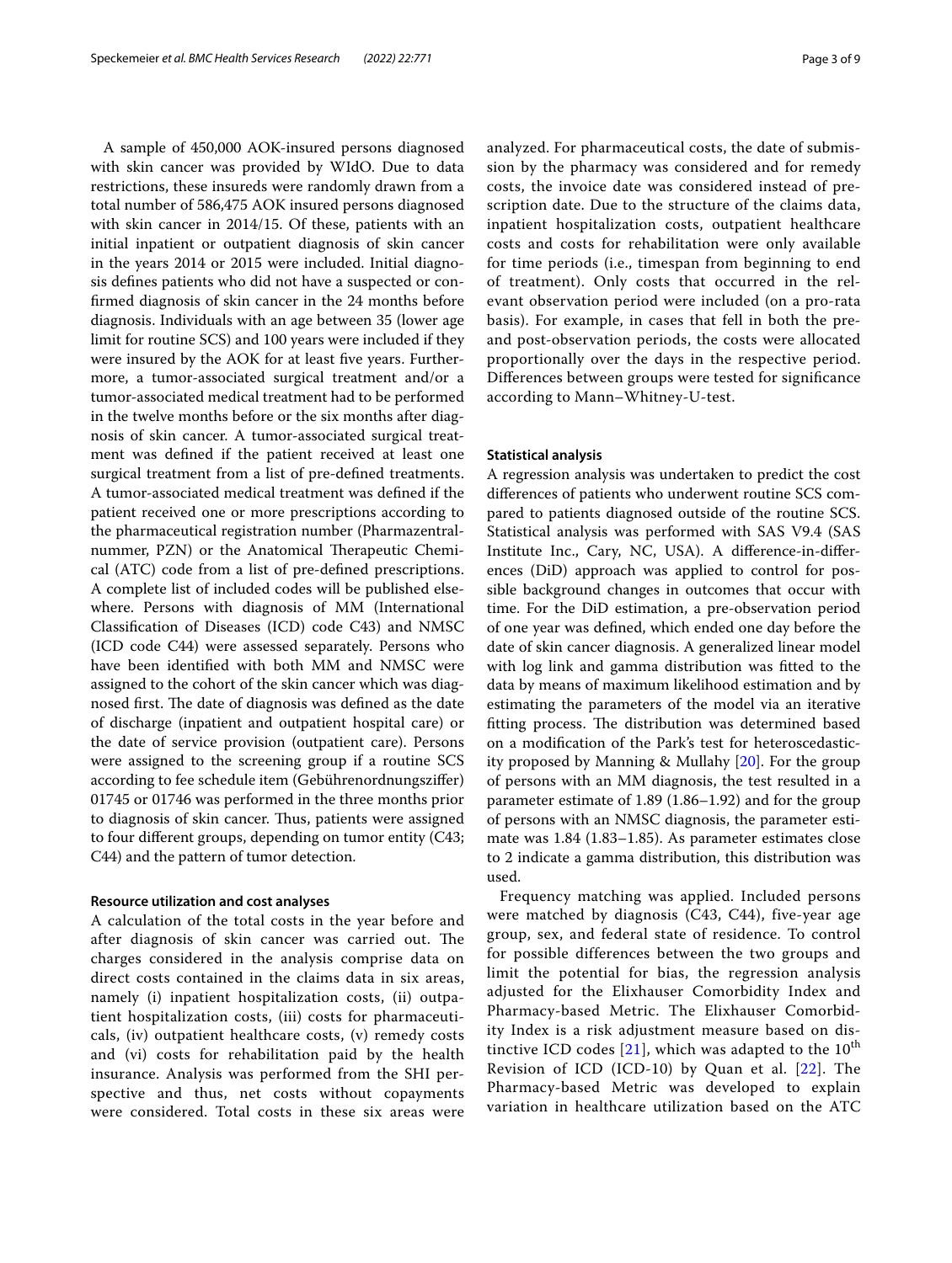A sample of 450,000 AOK-insured persons diagnosed with skin cancer was provided by WIdO. Due to data restrictions, these insureds were randomly drawn from a total number of 586,475 AOK insured persons diagnosed with skin cancer in 2014/15. Of these, patients with an initial inpatient or outpatient diagnosis of skin cancer in the years 2014 or 2015 were included. Initial diagnosis defines patients who did not have a suspected or confirmed diagnosis of skin cancer in the 24 months before diagnosis. Individuals with an age between 35 (lower age limit for routine SCS) and 100 years were included if they were insured by the AOK for at least five years. Furthermore, a tumor-associated surgical treatment and/or a tumor-associated medical treatment had to be performed in the twelve months before or the six months after diagnosis of skin cancer. A tumor-associated surgical treatment was defined if the patient received at least one surgical treatment from a list of pre-defined treatments. A tumor-associated medical treatment was defined if the patient received one or more prescriptions according to the pharmaceutical registration number (Pharmazentralnummer, PZN) or the Anatomical Therapeutic Chemical (ATC) code from a list of pre-defined prescriptions. A complete list of included codes will be published elsewhere. Persons with diagnosis of MM (International Classification of Diseases (ICD) code C43) and NMSC (ICD code C44) were assessed separately. Persons who have been identified with both MM and NMSC were assigned to the cohort of the skin cancer which was diagnosed first. The date of diagnosis was defined as the date of discharge (inpatient and outpatient hospital care) or the date of service provision (outpatient care). Persons were assigned to the screening group if a routine SCS according to fee schedule item (Gebührenordnungsziffer) 01745 or 01746 was performed in the three months prior to diagnosis of skin cancer. Thus, patients were assigned to four different groups, depending on tumor entity (C43; C44) and the pattern of tumor detection.

### Resource utilization and cost analyses

A calculation of the total costs in the year before and after diagnosis of skin cancer was carried out. The charges considered in the analysis comprise data on direct costs contained in the claims data in six areas, namely (i) inpatient hospitalization costs, (ii) outpatient hospitalization costs, (iii) costs for pharmaceuticals, (iv) outpatient healthcare costs, (v) remedy costs and (vi) costs for rehabilitation paid by the health insurance. Analysis was performed from the SHI perspective and thus, net costs without copayments were considered. Total costs in these six areas were analyzed. For pharmaceutical costs, the date of submission by the pharmacy was considered and for remedy costs, the invoice date was considered instead of prescription date. Due to the structure of the claims data, inpatient hospitalization costs, outpatient healthcare costs and costs for rehabilitation were only available for time periods (i.e., timespan from beginning to end of treatment). Only costs that occurred in the relevant observation period were included (on a pro-rata basis). For example, in cases that fell in both the pre- and post-observation periods, the costs were allocated proportionally over the days in the respective period. Differences between groups were tested for significance according to Mann–Whitney-U-test.

### Statistical analysis

A regression analysis was undertaken to predict the cost differences of patients who underwent routine SCS compared to patients diagnosed outside of the routine SCS. Statistical analysis was performed with SAS V9.4 (SAS Institute Inc., Cary, NC, USA). A difference-in-differences (DiD) approach was applied to control for possible background changes in outcomes that occur with time. For the DiD estimation, a pre-observation period of one year was defined, which ended one day before the date of skin cancer diagnosis. A generalized linear model with log link and gamma distribution was fitted to the data by means of maximum likelihood estimation and by estimating the parameters of the model via an iterative fitting process. The distribution was determined based on a modification of the Park's test for heteroscedasticity proposed by Manning & Mullahy [20]. For the group of persons with an MM diagnosis, the test resulted in a parameter estimate of 1.89 (1.86–1.92) and for the group of persons with an NMSC diagnosis, the parameter estimate was 1.84 (1.83–1.85). As parameter estimates close to 2 indicate a gamma distribution, this distribution was used.

Frequency matching was applied. Included persons were matched by diagnosis (C43, C44), five-year age group, sex, and federal state of residence. To control for possible differences between the two groups and limit the potential for bias, the regression analysis adjusted for the Elixhauser Comorbidity Index and Pharmacy-based Metric. The Elixhauser Comorbidity Index is a risk adjustment measure based on distinctive ICD codes [21], which was adapted to the $10^{th}$ Revision of ICD (ICD-10) by Quan et al. [22]. The Pharmacy-based Metric was developed to explain variation in healthcare utilization based on the ATC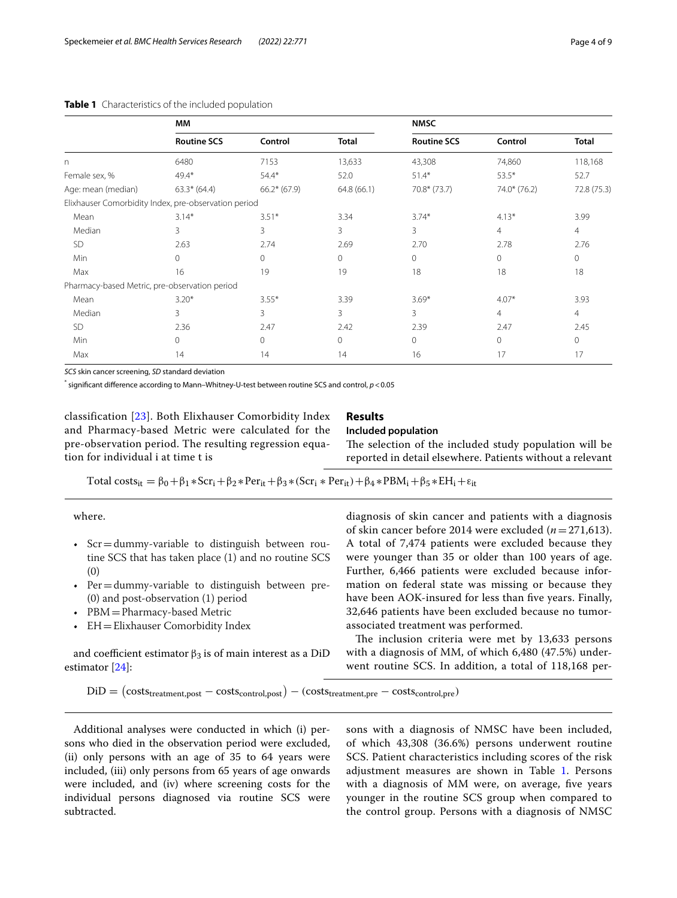**Table 1** Characteristics of the included population

| | MM | | | NMSC | | |
|---|---|---|---|---|---|---|
| | Routine SCS | Control | Total | Routine SCS | Control | Total |
| n | 6480 | 7153 | 13,633 | 43,308 | 74,860 | 118,168 |
| Female sex, % | 49.4* | 54.4* | 52.0 | 51.4* | 53.5* | 52.7 |
| Age: mean (median) | 63.3* (64.4) | 66.2* (67.9) | 64.8 (66.1) | 70.8* (73.7) | 74.0* (76.2) | 72.8 (75.3) |
| Elixhauser Comorbidity Index, pre-observation period | | | | | | |
| Mean | 3.14* | 3.51* | 3.34 | 3.74* | 4.13* | 3.99 |
| Median | 3 | 3 | 3 | 3 | 4 | 4 |
| SD | 2.63 | 2.74 | 2.69 | 2.70 | 2.78 | 2.76 |
| Min | 0 | 0 | 0 | 0 | 0 | 0 |
| Max | 16 | 19 | 19 | 18 | 18 | 18 |
| Pharmacy-based Metric, pre-observation period | | | | | | |
| Mean | 3.20* | 3.55* | 3.39 | 3.69* | 4.07* | 3.93 |
| Median | 3 | 3 | 3 | 3 | 4 | 4 |
| SD | 2.36 | 2.47 | 2.42 | 2.39 | 2.47 | 2.45 |
| Min | 0 | 0 | 0 | 0 | 0 | 0 |
| Max | 14 | 14 | 14 | 16 | 17 | 17 |

*SCS* skin cancer screening, *SD* standard deviation

* significant difference according to Mann–Whitney-U-test between routine SCS and control, $p < 0.05$

classification [23]. Both Elixhauser Comorbidity Index and Pharmacy-based Metric were calculated for the pre-observation period. The resulting regression equation for individual i at time t is

$$\text{Total costs}_{it} = \beta_0 + \beta_1 * \text{Scr}_i + \beta_2 * \text{Per}_{it} + \beta_3 * (\text{Scr}_i * \text{Per}_{it}) + \beta_4 * \text{PBM}_i + \beta_5 * \text{EH}_i + \varepsilon_{it}$$

where.

- Scr = dummy-variable to distinguish between routine SCS that has taken place (1) and no routine SCS (0)
- Per = dummy-variable to distinguish between pre- (0) and post-observation (1) period
- PBM = Pharmacy-based Metric
- EH = Elixhauser Comorbidity Index

and coefficient estimator $\beta_3$ is of main interest as a DiD estimator [24]:

$$\text{DiD} = (\text{costs}_{\text{treatment,post}} - \text{costs}_{\text{control,post}}) - (\text{costs}_{\text{treatment,pre}} - \text{costs}_{\text{control,pre}})$$

Additional analyses were conducted in which (i) persons who died in the observation period were excluded, (ii) only persons with an age of 35 to 64 years were included, (iii) only persons from 65 years of age onwards were included, and (iv) where screening costs for the individual persons diagnosed via routine SCS were subtracted.

## Results

### Included population

The selection of the included study population will be reported in detail elsewhere. Patients without a relevant diagnosis of skin cancer and patients with a diagnosis of skin cancer before 2014 were excluded ($n = 271,613$). A total of 7,474 patients were excluded because they were younger than 35 or older than 100 years of age. Further, 6,466 patients were excluded because information on federal state was missing or because they have been AOK-insured for less than five years. Finally, 32,646 patients have been excluded because no tumor-associated treatment was performed.

The inclusion criteria were met by 13,633 persons with a diagnosis of MM, of which 6,480 (47.5%) underwent routine SCS. In addition, a total of 118,168 persons with a diagnosis of NMSC have been included, of which 43,308 (36.6%) persons underwent routine SCS. Patient characteristics including scores of the risk adjustment measures are shown in Table 1. Persons with a diagnosis of MM were, on average, five years younger in the routine SCS group when compared to the control group. Persons with a diagnosis of NMSC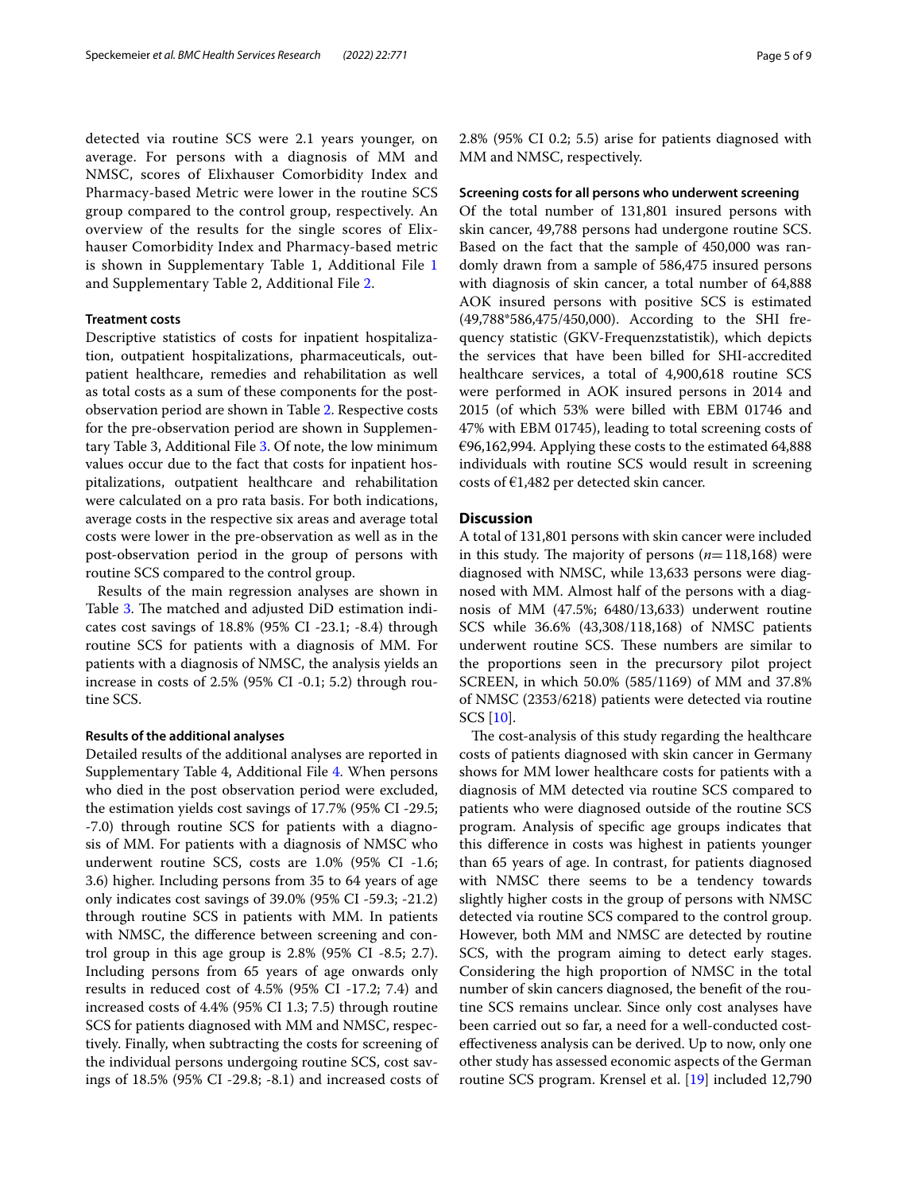detected via routine SCS were 2.1 years younger, on average. For persons with a diagnosis of MM and NMSC, scores of Elixhauser Comorbidity Index and Pharmacy-based Metric were lower in the routine SCS group compared to the control group, respectively. An overview of the results for the single scores of Elixhauser Comorbidity Index and Pharmacy-based metric is shown in Supplementary Table 1, Additional File 1 and Supplementary Table 2, Additional File 2.

### Treatment costs

Descriptive statistics of costs for inpatient hospitalization, outpatient hospitalizations, pharmaceuticals, outpatient healthcare, remedies and rehabilitation as well as total costs as a sum of these components for the post-observation period are shown in Table 2. Respective costs for the pre-observation period are shown in Supplementary Table 3, Additional File 3. Of note, the low minimum values occur due to the fact that costs for inpatient hospitalizations, outpatient healthcare and rehabilitation were calculated on a pro rata basis. For both indications, average costs in the respective six areas and average total costs were lower in the pre-observation as well as in the post-observation period in the group of persons with routine SCS compared to the control group.

Results of the main regression analyses are shown in Table 3. The matched and adjusted DiD estimation indicates cost savings of 18.8% (95% CI -23.1; -8.4) through routine SCS for patients with a diagnosis of MM. For patients with a diagnosis of NMSC, the analysis yields an increase in costs of 2.5% (95% CI -0.1; 5.2) through routine SCS.

### Results of the additional analyses

Detailed results of the additional analyses are reported in Supplementary Table 4, Additional File 4. When persons who died in the post observation period were excluded, the estimation yields cost savings of 17.7% (95% CI -29.5; -7.0) through routine SCS for patients with a diagnosis of MM. For patients with a diagnosis of NMSC who underwent routine SCS, costs are 1.0% (95% CI -1.6; 3.6) higher. Including persons from 35 to 64 years of age only indicates cost savings of 39.0% (95% CI -59.3; -21.2) through routine SCS in patients with MM. In patients with NMSC, the difference between screening and control group in this age group is 2.8% (95% CI -8.5; 2.7). Including persons from 65 years of age onwards only results in reduced cost of 4.5% (95% CI -17.2; 7.4) and increased costs of 4.4% (95% CI 1.3; 7.5) through routine SCS for patients diagnosed with MM and NMSC, respectively. Finally, when subtracting the costs for screening of the individual persons undergoing routine SCS, cost savings of 18.5% (95% CI -29.8; -8.1) and increased costs of 2.8% (95% CI 0.2; 5.5) arise for patients diagnosed with MM and NMSC, respectively.

### Screening costs for all persons who underwent screening

Of the total number of 131,801 insured persons with skin cancer, 49,788 persons had undergone routine SCS. Based on the fact that the sample of 450,000 was randomly drawn from a sample of 586,475 insured persons with diagnosis of skin cancer, a total number of 64,888 AOK insured persons with positive SCS is estimated (49,788*586,475/450,000). According to the SHI frequency statistic (GKV-Frequenzstatistik), which depicts the services that have been billed for SHI-accredited healthcare services, a total of 4,900,618 routine SCS were performed in AOK insured persons in 2014 and 2015 (of which 53% were billed with EBM 01746 and 47% with EBM 01745), leading to total screening costs of €96,162,994. Applying these costs to the estimated 64,888 individuals with routine SCS would result in screening costs of €1,482 per detected skin cancer.

## Discussion

A total of 131,801 persons with skin cancer were included in this study. The majority of persons ($n = 118{,}168$) were diagnosed with NMSC, while 13,633 persons were diagnosed with MM. Almost half of the persons with a diagnosis of MM (47.5%; 6480/13,633) underwent routine SCS while 36.6% (43,308/118,168) of NMSC patients underwent routine SCS. These numbers are similar to the proportions seen in the precursory pilot project SCREEN, in which 50.0% (585/1169) of MM and 37.8% of NMSC (2353/6218) patients were detected via routine SCS [10].

The cost-analysis of this study regarding the healthcare costs of patients diagnosed with skin cancer in Germany shows for MM lower healthcare costs for patients with a diagnosis of MM detected via routine SCS compared to patients who were diagnosed outside of the routine SCS program. Analysis of specific age groups indicates that this difference in costs was highest in patients younger than 65 years of age. In contrast, for patients diagnosed with NMSC there seems to be a tendency towards slightly higher costs in the group of persons with NMSC detected via routine SCS compared to the control group. However, both MM and NMSC are detected by routine SCS, with the program aiming to detect early stages. Considering the high proportion of NMSC in the total number of skin cancers diagnosed, the benefit of the routine SCS remains unclear. Since only cost analyses have been carried out so far, a need for a well-conducted cost-effectiveness analysis can be derived. Up to now, only one other study has assessed economic aspects of the German routine SCS program. Krensel et al. [19] included 12,790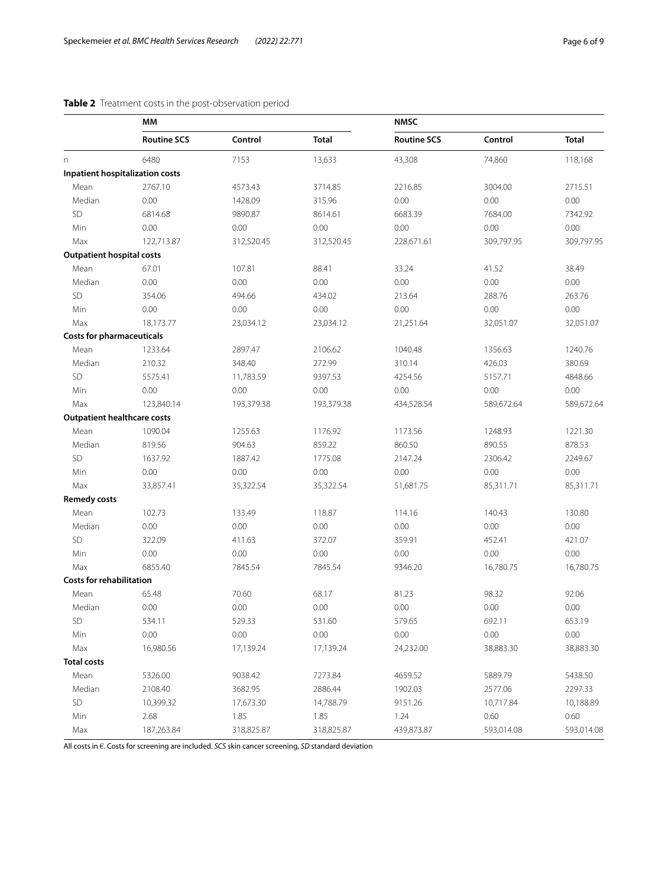**Table 2** Treatment costs in the post-observation period

| | MM | | | NMSC | | |
|---|---|---|---|---|---|---|
| | **Routine SCS** | **Control** | **Total** | **Routine SCS** | **Control** | **Total** |
| n | 6480 | 7153 | 13,633 | 43,308 | 74,860 | 118,168 |
| **Inpatient hospitalization costs** | | | | | | |
| Mean | 2767.10 | 4573.43 | 3714.85 | 2216.85 | 3004.00 | 2715.51 |
| Median | 0.00 | 1428.09 | 315.96 | 0.00 | 0.00 | 0.00 |
| SD | 6814.68 | 9890.87 | 8614.61 | 6683.39 | 7684.00 | 7342.92 |
| Min | 0.00 | 0.00 | 0.00 | 0.00 | 0.00 | 0.00 |
| Max | 122,713.87 | 312,520.45 | 312,520.45 | 228,671.61 | 309,797.95 | 309,797.95 |
| **Outpatient hospital costs** | | | | | | |
| Mean | 67.01 | 107.81 | 88.41 | 33.24 | 41.52 | 38.49 |
| Median | 0.00 | 0.00 | 0.00 | 0.00 | 0.00 | 0.00 |
| SD | 354.06 | 494.66 | 434.02 | 213.64 | 288.76 | 263.76 |
| Min | 0.00 | 0.00 | 0.00 | 0.00 | 0.00 | 0.00 |
| Max | 18,173.77 | 23,034.12 | 23,034.12 | 21,251.64 | 32,051.07 | 32,051.07 |
| **Costs for pharmaceuticals** | | | | | | |
| Mean | 1233.64 | 2897.47 | 2106.62 | 1040.48 | 1356.63 | 1240.76 |
| Median | 210.32 | 348.40 | 272.99 | 310.14 | 426.03 | 380.69 |
| SD | 5575.41 | 11,783.59 | 9397.53 | 4254.56 | 5157.71 | 4848.66 |
| Min | 0.00 | 0.00 | 0.00 | 0.00 | 0.00 | 0.00 |
| Max | 123,840.14 | 193,379.38 | 193,379.38 | 434,528.54 | 589,672.64 | 589,672.64 |
| **Outpatient healthcare costs** | | | | | | |
| Mean | 1090.04 | 1255.63 | 1176.92 | 1173.56 | 1248.93 | 1221.30 |
| Median | 819.56 | 904.63 | 859.22 | 860.50 | 890.55 | 878.53 |
| SD | 1637.92 | 1887.42 | 1775.08 | 2147.24 | 2306.42 | 2249.67 |
| Min | 0.00 | 0.00 | 0.00 | 0.00 | 0.00 | 0.00 |
| Max | 33,857.41 | 35,322.54 | 35,322.54 | 51,681.75 | 85,311.71 | 85,311.71 |
| **Remedy costs** | | | | | | |
| Mean | 102.73 | 133.49 | 118.87 | 114.16 | 140.43 | 130.80 |
| Median | 0.00 | 0.00 | 0.00 | 0.00 | 0.00 | 0.00 |
| SD | 322.09 | 411.63 | 372.07 | 359.91 | 452.41 | 421.07 |
| Min | 0.00 | 0.00 | 0.00 | 0.00 | 0.00 | 0.00 |
| Max | 6855.40 | 7845.54 | 7845.54 | 9346.20 | 16,780.75 | 16,780.75 |
| **Costs for rehabilitation** | | | | | | |
| Mean | 65.48 | 70.60 | 68.17 | 81.23 | 98.32 | 92.06 |
| Median | 0.00 | 0.00 | 0.00 | 0.00 | 0.00 | 0.00 |
| SD | 534.11 | 529.33 | 531.60 | 579.65 | 692.11 | 653.19 |
| Min | 0.00 | 0.00 | 0.00 | 0.00 | 0.00 | 0.00 |
| Max | 16,980.56 | 17,139.24 | 17,139.24 | 24,232.00 | 38,883.30 | 38,883.30 |
| **Total costs** | | | | | | |
| Mean | 5326.00 | 9038.42 | 7273.84 | 4659.52 | 5889.79 | 5438.50 |
| Median | 2108.40 | 3682.95 | 2886.44 | 1902.03 | 2577.06 | 2297.33 |
| SD | 10,399.32 | 17,673.30 | 14,788.79 | 9151.26 | 10,717.84 | 10,188.89 |
| Min | 2.68 | 1.85 | 1.85 | 1.24 | 0.60 | 0.60 |
| Max | 187,263.84 | 318,825.87 | 318,825.87 | 439,873.87 | 593,014.08 | 593,014.08 |

All costs in €. Costs for screening are included. *SCS* skin cancer screening, *SD* standard deviation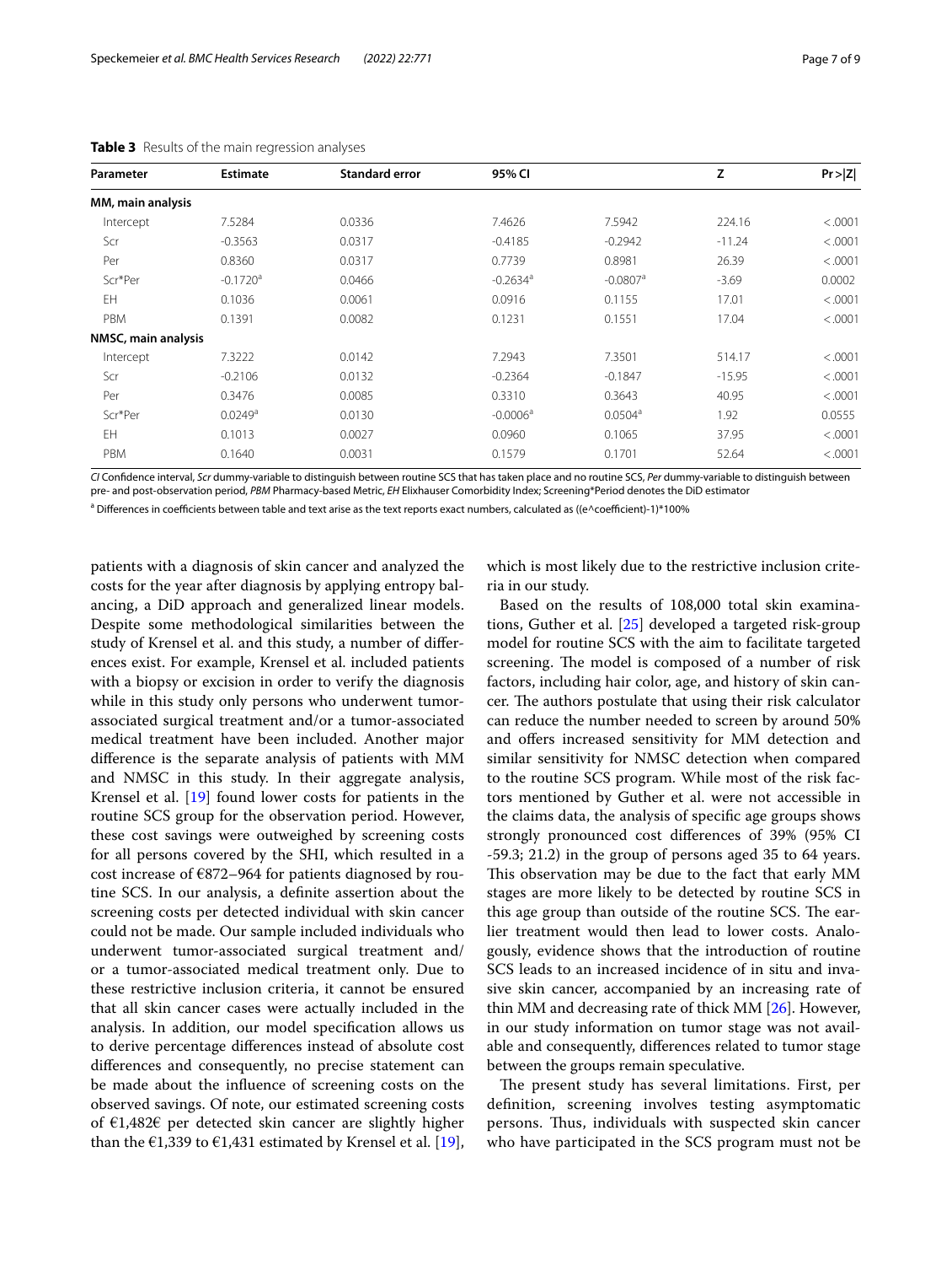**Table 3** Results of the main regression analyses

| Parameter | Estimate | Standard error | 95% CI | | Z | Pr>\|Z\| |
|---|---|---|---|---|---|---|
| **MM, main analysis** | | | | | | |
| Intercept | 7.5284 | 0.0336 | 7.4626 | 7.5942 | 224.16 | <.0001 |
| Scr | -0.3563 | 0.0317 | -0.4185 | -0.2942 | -11.24 | <.0001 |
| Per | 0.8360 | 0.0317 | 0.7739 | 0.8981 | 26.39 | <.0001 |
| Scr*Per | -0.1720[a] | 0.0466 | -0.2634[a] | -0.0807[a] | -3.69 | 0.0002 |
| EH | 0.1036 | 0.0061 | 0.0916 | 0.1155 | 17.01 | <.0001 |
| PBM | 0.1391 | 0.0082 | 0.1231 | 0.1551 | 17.04 | <.0001 |
| **NMSC, main analysis** | | | | | | |
| Intercept | 7.3222 | 0.0142 | 7.2943 | 7.3501 | 514.17 | <.0001 |
| Scr | -0.2106 | 0.0132 | -0.2364 | -0.1847 | -15.95 | <.0001 |
| Per | 0.3476 | 0.0085 | 0.3310 | 0.3643 | 40.95 | <.0001 |
| Scr*Per | 0.0249[a] | 0.0130 | -0.0006[a] | 0.0504[a] | 1.92 | 0.0555 |
| EH | 0.1013 | 0.0027 | 0.0960 | 0.1065 | 37.95 | <.0001 |
| PBM | 0.1640 | 0.0031 | 0.1579 | 0.1701 | 52.64 | <.0001 |

*CI* Confidence interval, *Scr* dummy-variable to distinguish between routine SCS that has taken place and no routine SCS, *Per* dummy-variable to distinguish between pre- and post-observation period, *PBM* Pharmacy-based Metric, *EH* Elixhauser Comorbidity Index; Screening*Period denotes the DiD estimator

[a] Differences in coefficients between table and text arise as the text reports exact numbers, calculated as ((e^coefficient)-1)*100%

patients with a diagnosis of skin cancer and analyzed the costs for the year after diagnosis by applying entropy balancing, a DiD approach and generalized linear models. Despite some methodological similarities between the study of Krensel et al. and this study, a number of differences exist. For example, Krensel et al. included patients with a biopsy or excision in order to verify the diagnosis while in this study only persons who underwent tumor-associated surgical treatment and/or a tumor-associated medical treatment have been included. Another major difference is the separate analysis of patients with MM and NMSC in this study. In their aggregate analysis, Krensel et al. [19] found lower costs for patients in the routine SCS group for the observation period. However, these cost savings were outweighed by screening costs for all persons covered by the SHI, which resulted in a cost increase of €872–964 for patients diagnosed by routine SCS. In our analysis, a definite assertion about the screening costs per detected individual with skin cancer could not be made. Our sample included individuals who underwent tumor-associated surgical treatment and/or a tumor-associated medical treatment only. Due to these restrictive inclusion criteria, it cannot be ensured that all skin cancer cases were actually included in the analysis. In addition, our model specification allows us to derive percentage differences instead of absolute cost differences and consequently, no precise statement can be made about the influence of screening costs on the observed savings. Of note, our estimated screening costs of €1,482€ per detected skin cancer are slightly higher than the €1,339 to €1,431 estimated by Krensel et al. [19], which is most likely due to the restrictive inclusion criteria in our study.

Based on the results of 108,000 total skin examinations, Guther et al. [25] developed a targeted risk-group model for routine SCS with the aim to facilitate targeted screening. The model is composed of a number of risk factors, including hair color, age, and history of skin cancer. The authors postulate that using their risk calculator can reduce the number needed to screen by around 50% and offers increased sensitivity for MM detection and similar sensitivity for NMSC detection when compared to the routine SCS program. While most of the risk factors mentioned by Guther et al. were not accessible in the claims data, the analysis of specific age groups shows strongly pronounced cost differences of 39% (95% CI -59.3; 21.2) in the group of persons aged 35 to 64 years. This observation may be due to the fact that early MM stages are more likely to be detected by routine SCS in this age group than outside of the routine SCS. The earlier treatment would then lead to lower costs. Analogously, evidence shows that the introduction of routine SCS leads to an increased incidence of in situ and invasive skin cancer, accompanied by an increasing rate of thin MM and decreasing rate of thick MM [26]. However, in our study information on tumor stage was not available and consequently, differences related to tumor stage between the groups remain speculative.

The present study has several limitations. First, per definition, screening involves testing asymptomatic persons. Thus, individuals with suspected skin cancer who have participated in the SCS program must not be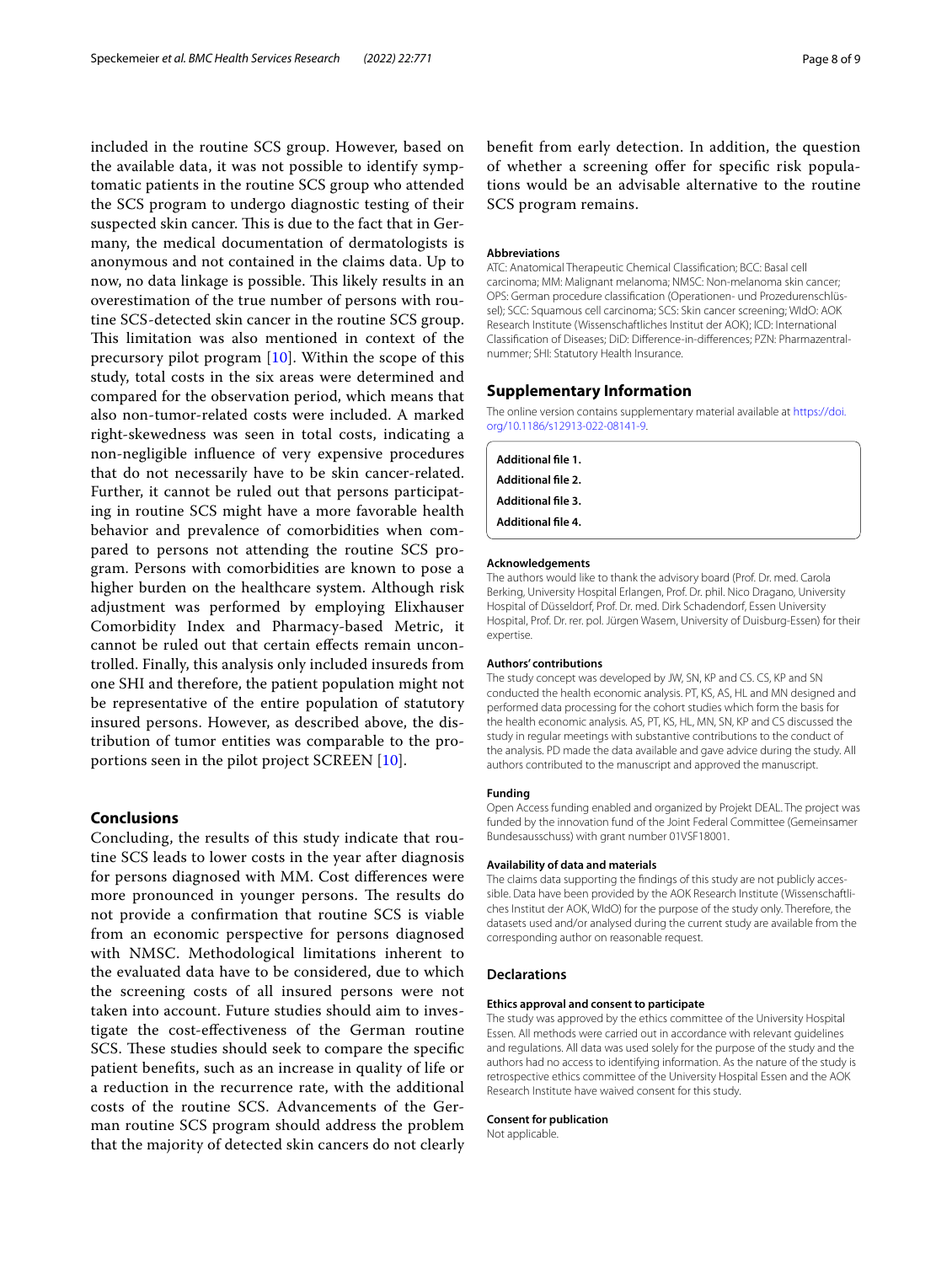included in the routine SCS group. However, based on the available data, it was not possible to identify symptomatic patients in the routine SCS group who attended the SCS program to undergo diagnostic testing of their suspected skin cancer. This is due to the fact that in Germany, the medical documentation of dermatologists is anonymous and not contained in the claims data. Up to now, no data linkage is possible. This likely results in an overestimation of the true number of persons with routine SCS-detected skin cancer in the routine SCS group. This limitation was also mentioned in context of the precursory pilot program [10]. Within the scope of this study, total costs in the six areas were determined and compared for the observation period, which means that also non-tumor-related costs were included. A marked right-skewedness was seen in total costs, indicating a non-negligible influence of very expensive procedures that do not necessarily have to be skin cancer-related. Further, it cannot be ruled out that persons participating in routine SCS might have a more favorable health behavior and prevalence of comorbidities when compared to persons not attending the routine SCS program. Persons with comorbidities are known to pose a higher burden on the healthcare system. Although risk adjustment was performed by employing Elixhauser Comorbidity Index and Pharmacy-based Metric, it cannot be ruled out that certain effects remain uncontrolled. Finally, this analysis only included insureds from one SHI and therefore, the patient population might not be representative of the entire population of statutory insured persons. However, as described above, the distribution of tumor entities was comparable to the proportions seen in the pilot project SCREEN [10].

## Conclusions

Concluding, the results of this study indicate that routine SCS leads to lower costs in the year after diagnosis for persons diagnosed with MM. Cost differences were more pronounced in younger persons. The results do not provide a confirmation that routine SCS is viable from an economic perspective for persons diagnosed with NMSC. Methodological limitations inherent to the evaluated data have to be considered, due to which the screening costs of all insured persons were not taken into account. Future studies should aim to investigate the cost-effectiveness of the German routine SCS. These studies should seek to compare the specific patient benefits, such as an increase in quality of life or a reduction in the recurrence rate, with the additional costs of the routine SCS. Advancements of the German routine SCS program should address the problem that the majority of detected skin cancers do not clearly benefit from early detection. In addition, the question of whether a screening offer for specific risk populations would be an advisable alternative to the routine SCS program remains.

#### Abbreviations

ATC: Anatomical Therapeutic Chemical Classification; BCC: Basal cell carcinoma; MM: Malignant melanoma; NMSC: Non-melanoma skin cancer; OPS: German procedure classification (Operationen- und Prozedurenschlüssel); SCC: Squamous cell carcinoma; SCS: Skin cancer screening; WIdO: AOK Research Institute (Wissenschaftliches Institut der AOK); ICD: International Classification of Diseases; DiD: Difference-in-differences; PZN: Pharmazentralnummer; SHI: Statutory Health Insurance.

## Supplementary Information

The online version contains supplementary material available at https://doi.org/10.1186/s12913-022-08141-9.

**Additional file 1.**

**Additional file 2.**

**Additional file 3.**

**Additional file 4.**

#### Acknowledgements

The authors would like to thank the advisory board (Prof. Dr. med. Carola Berking, University Hospital Erlangen, Prof. Dr. phil. Nico Dragano, University Hospital of Düsseldorf, Prof. Dr. med. Dirk Schadendorf, Essen University Hospital, Prof. Dr. rer. pol. Jürgen Wasem, University of Duisburg-Essen) for their expertise.

#### Authors' contributions

The study concept was developed by JW, SN, KP and CS. CS, KP and SN conducted the health economic analysis. PT, KS, AS, HL and MN designed and performed data processing for the cohort studies which form the basis for the health economic analysis. AS, PT, KS, HL, MN, SN, KP and CS discussed the study in regular meetings with substantive contributions to the conduct of the analysis. PD made the data available and gave advice during the study. All authors contributed to the manuscript and approved the manuscript.

#### Funding

Open Access funding enabled and organized by Projekt DEAL. The project was funded by the innovation fund of the Joint Federal Committee (Gemeinsamer Bundesausschuss) with grant number 01VSF18001.

#### Availability of data and materials

The claims data supporting the findings of this study are not publicly accessible. Data have been provided by the AOK Research Institute (Wissenschaftliches Institut der AOK, WIdO) for the purpose of the study only. Therefore, the datasets used and/or analysed during the current study are available from the corresponding author on reasonable request.

### Declarations

#### Ethics approval and consent to participate

The study was approved by the ethics committee of the University Hospital Essen. All methods were carried out in accordance with relevant guidelines and regulations. All data was used solely for the purpose of the study and the authors had no access to identifying information. As the nature of the study is retrospective ethics committee of the University Hospital Essen and the AOK Research Institute have waived consent for this study.

#### Consent for publication

Not applicable.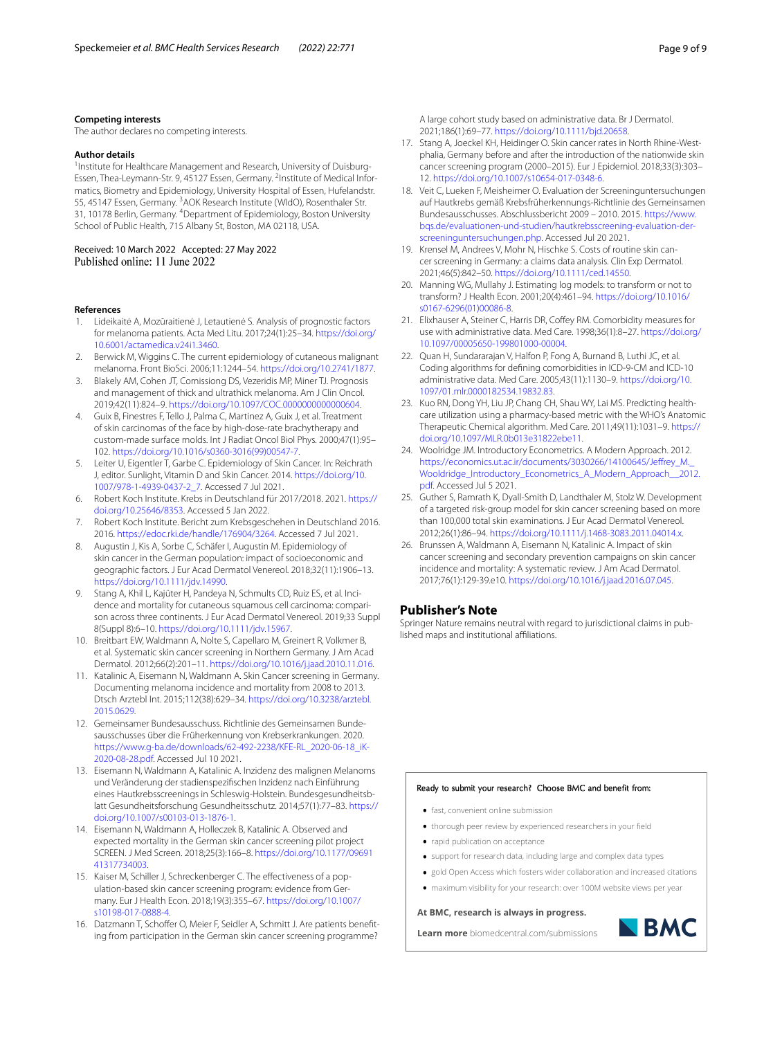### Competing interests

The author declares no competing interests.

### Author details

[1] Institute for Healthcare Management and Research, University of Duisburg-Essen, Thea-Leymann-Str. 9, 45127 Essen, Germany. [2] Institute of Medical Informatics, Biometry and Epidemiology, University Hospital of Essen, Hufelandstr. 55, 45147 Essen, Germany. [3] AOK Research Institute (WIdO), Rosenthaler Str. 31, 10178 Berlin, Germany. [4] Department of Epidemiology, Boston University School of Public Health, 715 Albany St, Boston, MA 02118, USA.

Received: 10 March 2022 Accepted: 27 May 2022
Published online: 11 June 2022

### References

1. Lideikaitė A, Mozūraitienė J, Letautienė S. Analysis of prognostic factors for melanoma patients. Acta Med Litu. 2017;24(1):25–34. https://doi.org/10.6001/actamedica.v24i1.3460.
2. Berwick M, Wiggins C. The current epidemiology of cutaneous malignant melanoma. Front BioSci. 2006;11:1244–54. https://doi.org/10.2741/1877.
3. Blakely AM, Cohen JT, Comissiong DS, Vezeridis MP, Miner TJ. Prognosis and management of thick and ultrathick melanoma. Am J Clin Oncol. 2019;42(11):824–9. https://doi.org/10.1097/COC.0000000000000604.
4. Guix B, Finestres F, Tello J, Palma C, Martinez A, Guix J, et al. Treatment of skin carcinomas of the face by high-dose-rate brachytherapy and custom-made surface molds. Int J Radiat Oncol Biol Phys. 2000;47(1):95–102. https://doi.org/10.1016/s0360-3016(99)00547-7.
5. Leiter U, Eigentler T, Garbe C. Epidemiology of Skin Cancer. In: Reichrath J, editor. Sunlight, Vitamin D and Skin Cancer. 2014. https://doi.org/10.1007/978-1-4939-0437-2_7. Accessed 7 Jul 2021.
6. Robert Koch Institute. Krebs in Deutschland für 2017/2018. 2021. https://doi.org/10.25646/8353. Accessed 5 Jan 2022.
7. Robert Koch Institute. Bericht zum Krebsgeschehen in Deutschland 2016. 2016. https://edoc.rki.de/handle/176904/3264. Accessed 7 Jul 2021.
8. Augustin J, Kis A, Sorbe C, Schäfer I, Augustin M. Epidemiology of skin cancer in the German population: impact of socioeconomic and geographic factors. J Eur Acad Dermatol Venereol. 2018;32(11):1906–13. https://doi.org/10.1111/jdv.14990.
9. Stang A, Khil L, Kajüter H, Pandeya N, Schmults CD, Ruiz ES, et al. Incidence and mortality for cutaneous squamous cell carcinoma: comparison across three continents. J Eur Acad Dermatol Venereol. 2019;33 Suppl 8(Suppl 8):6–10. https://doi.org/10.1111/jdv.15967.
10. Breitbart EW, Waldmann A, Nolte S, Capellaro M, Greinert R, Volkmer B, et al. Systematic skin cancer screening in Northern Germany. J Am Acad Dermatol. 2012;66(2):201–11. https://doi.org/10.1016/j.jaad.2010.11.016.
11. Katalinic A, Eisemann N, Waldmann A. Skin Cancer screening in Germany. Documenting melanoma incidence and mortality from 2008 to 2013. Dtsch Arztebl Int. 2015;112(38):629–34. https://doi.org/10.3238/arztebl.2015.0629.
12. Gemeinsamer Bundesausschuss. Richtlinie des Gemeinsamen Bundesausschusses über die Früherkennung von Krebserkrankungen. 2020. https://www.g-ba.de/downloads/62-492-2238/KFE-RL_2020-06-18_iK-2020-08-28.pdf. Accessed Jul 10 2021.
13. Eisemann N, Waldmann A, Katalinic A. Inzidenz des malignen Melanoms und Veränderung der stadienspezifischen Inzidenz nach Einführung eines Hautkrebsscreenings in Schleswig-Holstein. Bundesgesundheitsblatt Gesundheitsforschung Gesundheitsschutz. 2014;57(1):77–83. https://doi.org/10.1007/s00103-013-1876-1.
14. Eisemann N, Waldmann A, Holleczek B, Katalinic A. Observed and expected mortality in the German skin cancer screening pilot project SCREEN. J Med Screen. 2018;25(3):166–8. https://doi.org/10.1177/0969141317734003.
15. Kaiser M, Schiller J, Schreckenberger C. The effectiveness of a population-based skin cancer screening program: evidence from Germany. Eur J Health Econ. 2018;19(3):355–67. https://doi.org/10.1007/s10198-017-0888-4.
16. Datzmann T, Schoffer O, Meier F, Seidler A, Schmitt J. Are patients benefiting from participation in the German skin cancer screening programme? A large cohort study based on administrative data. Br J Dermatol. 2021;186(1):69–77. https://doi.org/10.1111/bjd.20658.
17. Stang A, Joeckel KH, Heidinger O. Skin cancer rates in North Rhine-Westphalia, Germany before and after the introduction of the nationwide skin cancer screening program (2000–2015). Eur J Epidemiol. 2018;33(3):303–12. https://doi.org/10.1007/s10654-017-0348-6.
18. Veit C, Lueken F, Meisheimer O. Evaluation der Screeninguntersuchungen auf Hautkrebs gemäß Krebsfrüherkennungs-Richtlinie des Gemeinsamen Bundesausschusses. Abschlussbericht 2009 – 2010. 2015. https://www.bqs.de/evaluationen-und-studien/hautkrebsscreening-evaluation-der-screeninguntersuchungen.php. Accessed Jul 20 2021.
19. Krensel M, Andrees V, Mohr N, Hischke S. Costs of routine skin cancer screening in Germany: a claims data analysis. Clin Exp Dermatol. 2021;46(5):842–50. https://doi.org/10.1111/ced.14550.
20. Manning WG, Mullahy J. Estimating log models: to transform or not to transform? J Health Econ. 2001;20(4):461–94. https://doi.org/10.1016/s0167-6296(01)00086-8.
21. Elixhauser A, Steiner C, Harris DR, Coffey RM. Comorbidity measures for use with administrative data. Med Care. 1998;36(1):8–27. https://doi.org/10.1097/00005650-199801000-00004.
22. Quan H, Sundararajan V, Halfon P, Fong A, Burnand B, Luthi JC, et al. Coding algorithms for defining comorbidities in ICD-9-CM and ICD-10 administrative data. Med Care. 2005;43(11):1130–9. https://doi.org/10.1097/01.mlr.0000182534.19832.83.
23. Kuo RN, Dong YH, Liu JP, Chang CH, Shau WY, Lai MS. Predicting healthcare utilization using a pharmacy-based metric with the WHO's Anatomic Therapeutic Chemical algorithm. Med Care. 2011;49(11):1031–9. https://doi.org/10.1097/MLR.0b013e31822ebe11.
24. Woolridge JM. Introductory Econometrics. A Modern Approach. 2012. https://economics.ut.ac.ir/documents/3030266/14100645/Jeffrey_M._Wooldridge_Introductory_Econometrics_A_Modern_Approach__2012.pdf. Accessed Jul 5 2021.
25. Guther S, Ramrath K, Dyall-Smith D, Landthaler M, Stolz W. Development of a targeted risk-group model for skin cancer screening based on more than 100,000 total skin examinations. J Eur Acad Dermatol Venereol. 2012;26(1):86–94. https://doi.org/10.1111/j.1468-3083.2011.04014.x.
26. Brunssen A, Waldmann A, Eisemann N, Katalinic A. Impact of skin cancer screening and secondary prevention campaigns on skin cancer incidence and mortality: A systematic review. J Am Acad Dermatol. 2017;76(1):129-39.e10. https://doi.org/10.1016/j.jaad.2016.07.045.

## Publisher's Note

Springer Nature remains neutral with regard to jurisdictional claims in published maps and institutional affiliations.

Ready to submit your research? Choose BMC and benefit from:

- fast, convenient online submission
- thorough peer review by experienced researchers in your field
- rapid publication on acceptance
- support for research data, including large and complex data types
- gold Open Access which fosters wider collaboration and increased citations
- maximum visibility for your research: over 100M website views per year

**At BMC, research is always in progress.**

**Learn more** biomedcentral.com/submissions

BMC